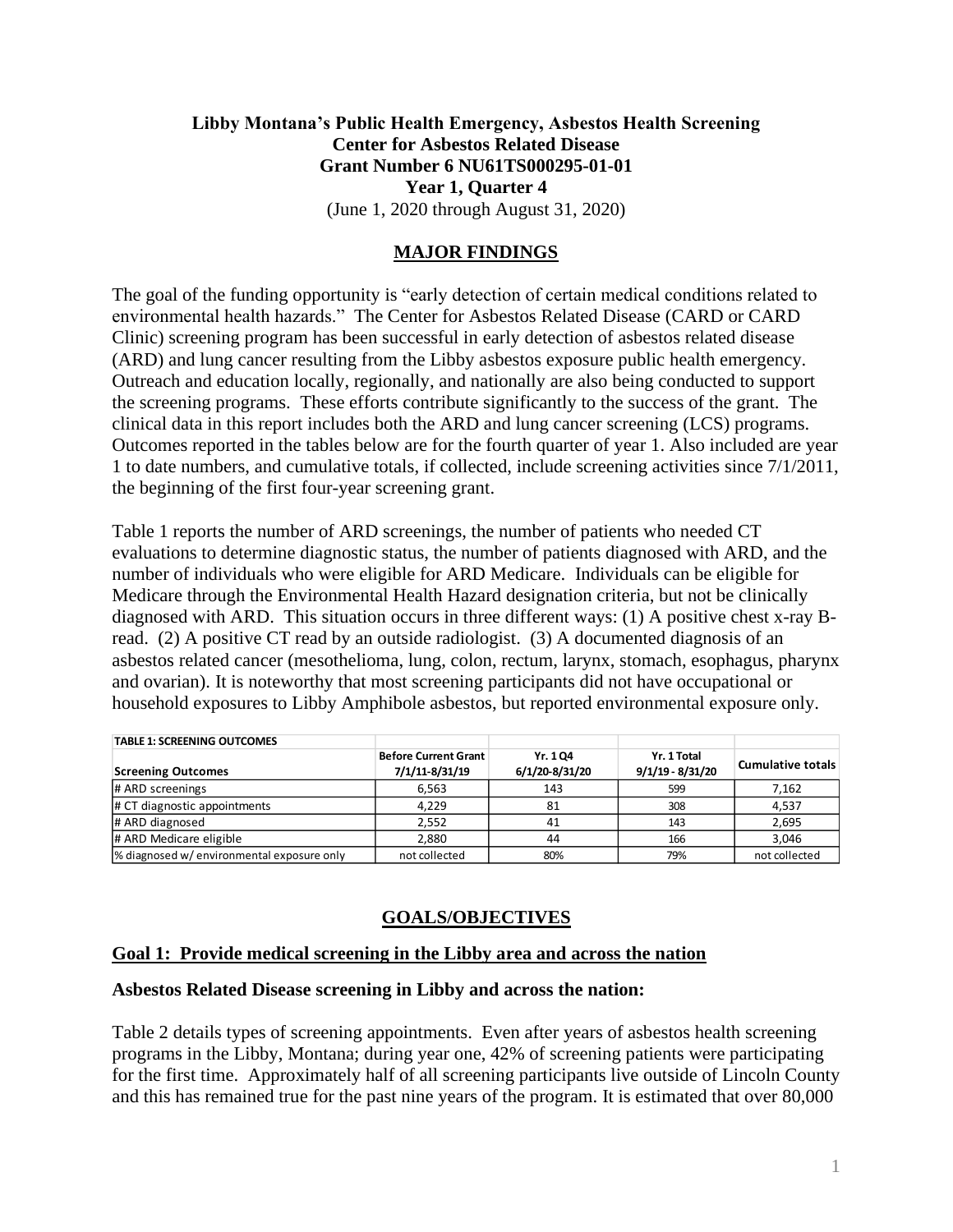**Libby Montana's Public Health Emergency, Asbestos Health Screening**
**Center for Asbestos Related Disease**
**Grant Number 6 NU61TS000295-01-01**
**Year 1, Quarter 4**
(June 1, 2020 through August 31, 2020)

## MAJOR FINDINGS

The goal of the funding opportunity is "early detection of certain medical conditions related to environmental health hazards." The Center for Asbestos Related Disease (CARD or CARD Clinic) screening program has been successful in early detection of asbestos related disease (ARD) and lung cancer resulting from the Libby asbestos exposure public health emergency. Outreach and education locally, regionally, and nationally are also being conducted to support the screening programs. These efforts contribute significantly to the success of the grant. The clinical data in this report includes both the ARD and lung cancer screening (LCS) programs. Outcomes reported in the tables below are for the fourth quarter of year 1. Also included are year 1 to date numbers, and cumulative totals, if collected, include screening activities since 7/1/2011, the beginning of the first four-year screening grant.

Table 1 reports the number of ARD screenings, the number of patients who needed CT evaluations to determine diagnostic status, the number of patients diagnosed with ARD, and the number of individuals who were eligible for ARD Medicare. Individuals can be eligible for Medicare through the Environmental Health Hazard designation criteria, but not be clinically diagnosed with ARD. This situation occurs in three different ways: (1) A positive chest x-ray B-read. (2) A positive CT read by an outside radiologist. (3) A documented diagnosis of an asbestos related cancer (mesothelioma, lung, colon, rectum, larynx, stomach, esophagus, pharynx and ovarian). It is noteworthy that most screening participants did not have occupational or household exposures to Libby Amphibole asbestos, but reported environmental exposure only.

**TABLE 1: SCREENING OUTCOMES**

| Screening Outcomes | Before Current Grant 7/1/11-8/31/19 | Yr. 1 Q4 6/1/20-8/31/20 | Yr. 1 Total 9/1/19 - 8/31/20 | Cumulative totals |
|---|---|---|---|---|
| # ARD screenings | 6,563 | 143 | 599 | 7,162 |
| # CT diagnostic appointments | 4,229 | 81 | 308 | 4,537 |
| # ARD diagnosed | 2,552 | 41 | 143 | 2,695 |
| # ARD Medicare eligible | 2,880 | 44 | 166 | 3,046 |
| % diagnosed w/ environmental exposure only | not collected | 80% | 79% | not collected |

## GOALS/OBJECTIVES

### Goal 1: Provide medical screening in the Libby area and across the nation

**Asbestos Related Disease screening in Libby and across the nation:**

Table 2 details types of screening appointments. Even after years of asbestos health screening programs in the Libby, Montana; during year one, 42% of screening patients were participating for the first time. Approximately half of all screening participants live outside of Lincoln County and this has remained true for the past nine years of the program. It is estimated that over 80,000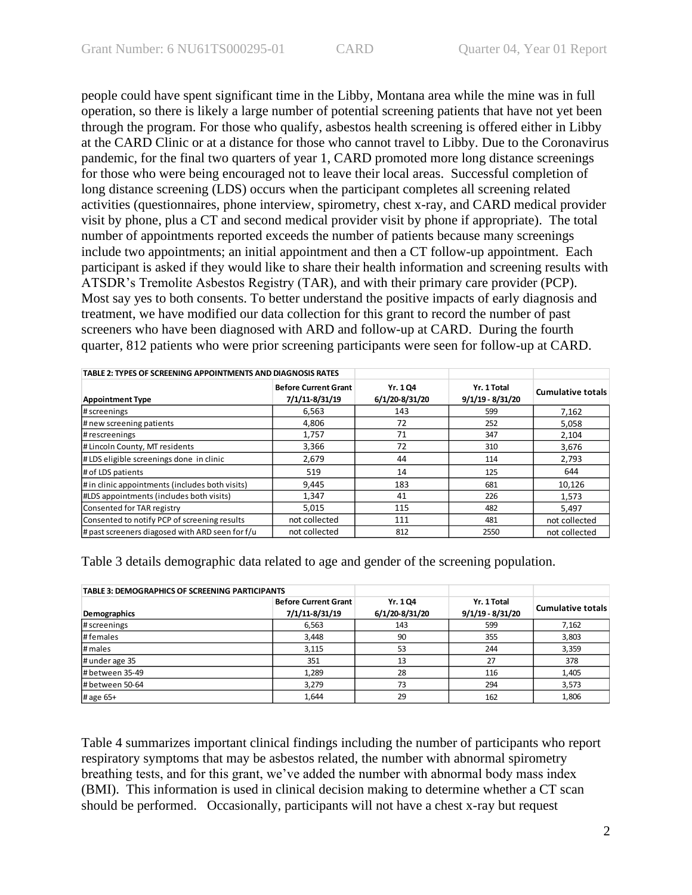people could have spent significant time in the Libby, Montana area while the mine was in full operation, so there is likely a large number of potential screening patients that have not yet been through the program. For those who qualify, asbestos health screening is offered either in Libby at the CARD Clinic or at a distance for those who cannot travel to Libby. Due to the Coronavirus pandemic, for the final two quarters of year 1, CARD promoted more long distance screenings for those who were being encouraged not to leave their local areas. Successful completion of long distance screening (LDS) occurs when the participant completes all screening related activities (questionnaires, phone interview, spirometry, chest x-ray, and CARD medical provider visit by phone, plus a CT and second medical provider visit by phone if appropriate). The total number of appointments reported exceeds the number of patients because many screenings include two appointments; an initial appointment and then a CT follow-up appointment. Each participant is asked if they would like to share their health information and screening results with ATSDR's Tremolite Asbestos Registry (TAR), and with their primary care provider (PCP). Most say yes to both consents. To better understand the positive impacts of early diagnosis and treatment, we have modified our data collection for this grant to record the number of past screeners who have been diagnosed with ARD and follow-up at CARD. During the fourth quarter, 812 patients who were prior screening participants were seen for follow-up at CARD.

**TABLE 2: TYPES OF SCREENING APPOINTMENTS AND DIAGNOSIS RATES**

| Appointment Type | Before Current Grant 7/1/11-8/31/19 | Yr. 1 Q4 6/1/20-8/31/20 | Yr. 1 Total 9/1/19 - 8/31/20 | Cumulative totals |
|---|---|---|---|---|
| # screenings | 6,563 | 143 | 599 | 7,162 |
| # new screening patients | 4,806 | 72 | 252 | 5,058 |
| # rescreenings | 1,757 | 71 | 347 | 2,104 |
| # Lincoln County, MT residents | 3,366 | 72 | 310 | 3,676 |
| # LDS eligible screenings done in clinic | 2,679 | 44 | 114 | 2,793 |
| # of LDS patients | 519 | 14 | 125 | 644 |
| # in clinic appointments (includes both visits) | 9,445 | 183 | 681 | 10,126 |
| #LDS appointments (includes both visits) | 1,347 | 41 | 226 | 1,573 |
| Consented for TAR registry | 5,015 | 115 | 482 | 5,497 |
| Consented to notify PCP of screening results | not collected | 111 | 481 | not collected |
| # past screeners diagosed with ARD seen for f/u | not collected | 812 | 2550 | not collected |

Table 3 details demographic data related to age and gender of the screening population.

**TABLE 3: DEMOGRAPHICS OF SCREENING PARTICIPANTS**

| Demographics | Before Current Grant 7/1/11-8/31/19 | Yr. 1 Q4 6/1/20-8/31/20 | Yr. 1 Total 9/1/19 - 8/31/20 | Cumulative totals |
|---|---|---|---|---|
| # screenings | 6,563 | 143 | 599 | 7,162 |
| # females | 3,448 | 90 | 355 | 3,803 |
| # males | 3,115 | 53 | 244 | 3,359 |
| # under age 35 | 351 | 13 | 27 | 378 |
| # between 35-49 | 1,289 | 28 | 116 | 1,405 |
| # between 50-64 | 3,279 | 73 | 294 | 3,573 |
| # age 65+ | 1,644 | 29 | 162 | 1,806 |

Table 4 summarizes important clinical findings including the number of participants who report respiratory symptoms that may be asbestos related, the number with abnormal spirometry breathing tests, and for this grant, we've added the number with abnormal body mass index (BMI). This information is used in clinical decision making to determine whether a CT scan should be performed. Occasionally, participants will not have a chest x-ray but request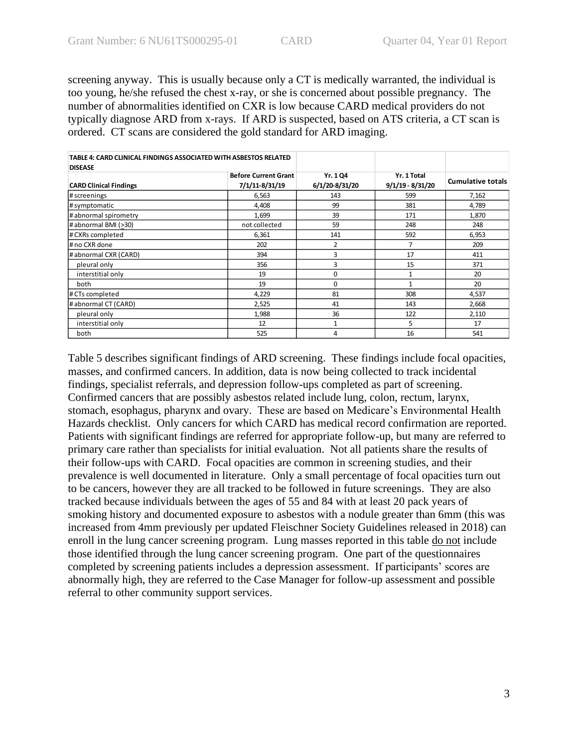screening anyway. This is usually because only a CT is medically warranted, the individual is too young, he/she refused the chest x-ray, or she is concerned about possible pregnancy. The number of abnormalities identified on CXR is low because CARD medical providers do not typically diagnose ARD from x-rays. If ARD is suspected, based on ATS criteria, a CT scan is ordered. CT scans are considered the gold standard for ARD imaging.

| TABLE 4: CARD CLINICAL FINDINGS ASSOCIATED WITH ASBESTOS RELATED DISEASE | | | | |
|---|---|---|---|---|
| **CARD Clinical Findings** | **Before Current Grant 7/1/11-8/31/19** | **Yr. 1 Q4 6/1/20-8/31/20** | **Yr. 1 Total 9/1/19 - 8/31/20** | **Cumulative totals** |
| # screenings | 6,563 | 143 | 599 | 7,162 |
| # symptomatic | 4,408 | 99 | 381 | 4,789 |
| # abnormal spirometry | 1,699 | 39 | 171 | 1,870 |
| # abnormal BMI (>30) | not collected | 59 | 248 | 248 |
| # CXRs completed | 6,361 | 141 | 592 | 6,953 |
| # no CXR done | 202 | 2 | 7 | 209 |
| # abnormal CXR (CARD) | 394 | 3 | 17 | 411 |
| pleural only | 356 | 3 | 15 | 371 |
| interstitial only | 19 | 0 | 1 | 20 |
| both | 19 | 0 | 1 | 20 |
| # CTs completed | 4,229 | 81 | 308 | 4,537 |
| # abnormal CT (CARD) | 2,525 | 41 | 143 | 2,668 |
| pleural only | 1,988 | 36 | 122 | 2,110 |
| interstitial only | 12 | 1 | 5 | 17 |
| both | 525 | 4 | 16 | 541 |

Table 5 describes significant findings of ARD screening. These findings include focal opacities, masses, and confirmed cancers. In addition, data is now being collected to track incidental findings, specialist referrals, and depression follow-ups completed as part of screening. Confirmed cancers that are possibly asbestos related include lung, colon, rectum, larynx, stomach, esophagus, pharynx and ovary. These are based on Medicare's Environmental Health Hazards checklist. Only cancers for which CARD has medical record confirmation are reported. Patients with significant findings are referred for appropriate follow-up, but many are referred to primary care rather than specialists for initial evaluation. Not all patients share the results of their follow-ups with CARD. Focal opacities are common in screening studies, and their prevalence is well documented in literature. Only a small percentage of focal opacities turn out to be cancers, however they are all tracked to be followed in future screenings. They are also tracked because individuals between the ages of 55 and 84 with at least 20 pack years of smoking history and documented exposure to asbestos with a nodule greater than 6mm (this was increased from 4mm previously per updated Fleischner Society Guidelines released in 2018) can enroll in the lung cancer screening program. Lung masses reported in this table do not include those identified through the lung cancer screening program. One part of the questionnaires completed by screening patients includes a depression assessment. If participants' scores are abnormally high, they are referred to the Case Manager for follow-up assessment and possible referral to other community support services.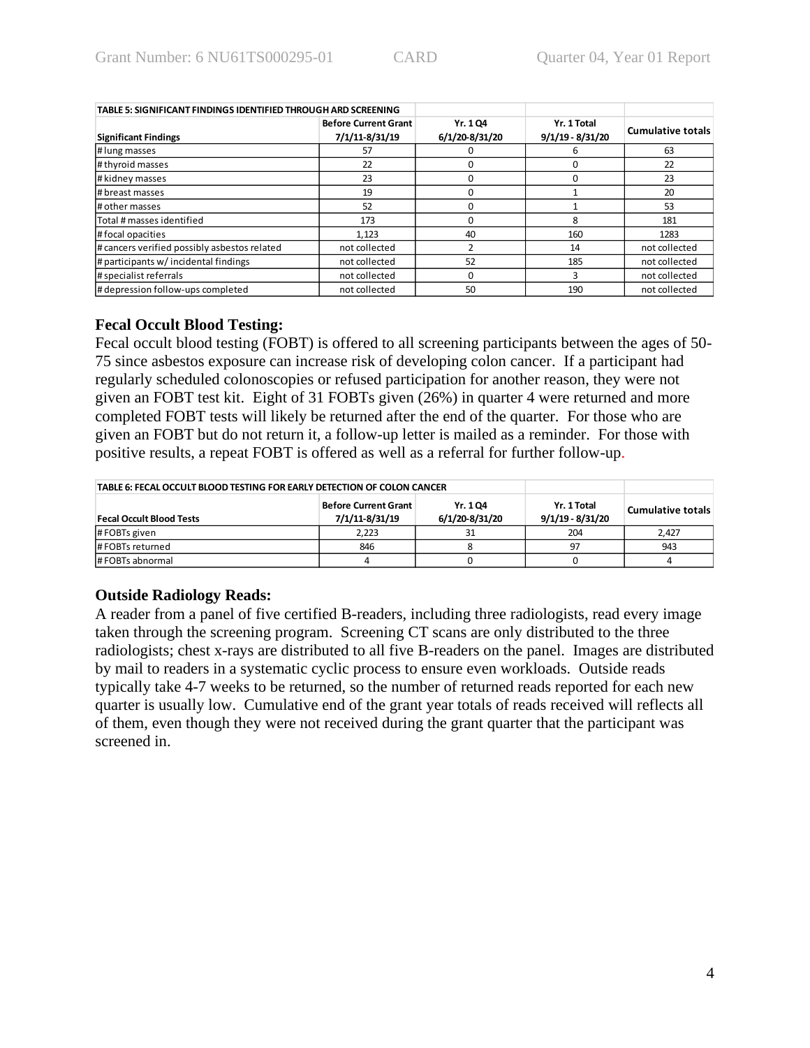| TABLE 5: SIGNIFICANT FINDINGS IDENTIFIED THROUGH ARD SCREENING | | | | |
|---|---|---|---|---|
| **Significant Findings** | **Before Current Grant 7/1/11-8/31/19** | **Yr. 1 Q4 6/1/20-8/31/20** | **Yr. 1 Total 9/1/19 - 8/31/20** | **Cumulative totals** |
| # lung masses | 57 | 0 | 6 | 63 |
| # thyroid masses | 22 | 0 | 0 | 22 |
| # kidney masses | 23 | 0 | 0 | 23 |
| # breast masses | 19 | 0 | 1 | 20 |
| # other masses | 52 | 0 | 1 | 53 |
| Total # masses identified | 173 | 0 | 8 | 181 |
| # focal opacities | 1,123 | 40 | 160 | 1283 |
| # cancers verified possibly asbestos related | not collected | 2 | 14 | not collected |
| # participants w/ incidental findings | not collected | 52 | 185 | not collected |
| # specialist referrals | not collected | 0 | 3 | not collected |
| # depression follow-ups completed | not collected | 50 | 190 | not collected |

### Fecal Occult Blood Testing:

Fecal occult blood testing (FOBT) is offered to all screening participants between the ages of 50-75 since asbestos exposure can increase risk of developing colon cancer. If a participant had regularly scheduled colonoscopies or refused participation for another reason, they were not given an FOBT test kit. Eight of 31 FOBTs given (26%) in quarter 4 were returned and more completed FOBT tests will likely be returned after the end of the quarter. For those who are given an FOBT but do not return it, a follow-up letter is mailed as a reminder. For those with positive results, a repeat FOBT is offered as well as a referral for further follow-up.

| TABLE 6: FECAL OCCULT BLOOD TESTING FOR EARLY DETECTION OF COLON CANCER | | | | |
|---|---|---|---|---|
| **Fecal Occult Blood Tests** | **Before Current Grant 7/1/11-8/31/19** | **Yr. 1 Q4 6/1/20-8/31/20** | **Yr. 1 Total 9/1/19 - 8/31/20** | **Cumulative totals** |
| # FOBTs given | 2,223 | 31 | 204 | 2,427 |
| # FOBTs returned | 846 | 8 | 97 | 943 |
| # FOBTs abnormal | 4 | 0 | 0 | 4 |

### Outside Radiology Reads:

A reader from a panel of five certified B-readers, including three radiologists, read every image taken through the screening program. Screening CT scans are only distributed to the three radiologists; chest x-rays are distributed to all five B-readers on the panel. Images are distributed by mail to readers in a systematic cyclic process to ensure even workloads. Outside reads typically take 4-7 weeks to be returned, so the number of returned reads reported for each new quarter is usually low. Cumulative end of the grant year totals of reads received will reflects all of them, even though they were not received during the grant quarter that the participant was screened in.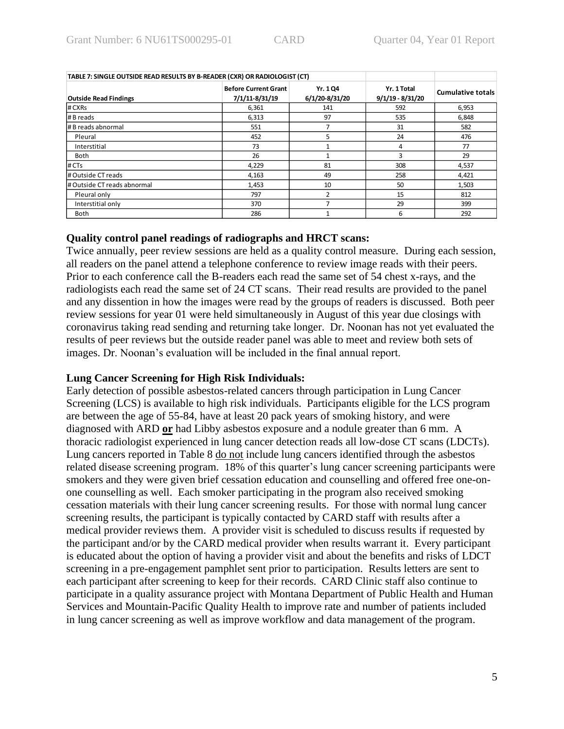| TABLE 7: SINGLE OUTSIDE READ RESULTS BY B-READER (CXR) OR RADIOLOGIST (CT) | | | | |
|---|---|---|---|---|
| **Outside Read Findings** | **Before Current Grant 7/1/11-8/31/19** | **Yr. 1 Q4 6/1/20-8/31/20** | **Yr. 1 Total 9/1/19 - 8/31/20** | **Cumulative totals** |
| # CXRs | 6,361 | 141 | 592 | 6,953 |
| # B reads | 6,313 | 97 | 535 | 6,848 |
| # B reads abnormal | 551 | 7 | 31 | 582 |
| Pleural | 452 | 5 | 24 | 476 |
| Interstitial | 73 | 1 | 4 | 77 |
| Both | 26 | 1 | 3 | 29 |
| # CTs | 4,229 | 81 | 308 | 4,537 |
| # Outside CT reads | 4,163 | 49 | 258 | 4,421 |
| # Outside CT reads abnormal | 1,453 | 10 | 50 | 1,503 |
| Pleural only | 797 | 2 | 15 | 812 |
| Interstitial only | 370 | 7 | 29 | 399 |
| Both | 286 | 1 | 6 | 292 |

**Quality control panel readings of radiographs and HRCT scans:**

Twice annually, peer review sessions are held as a quality control measure. During each session, all readers on the panel attend a telephone conference to review image reads with their peers. Prior to each conference call the B-readers each read the same set of 54 chest x-rays, and the radiologists each read the same set of 24 CT scans. Their read results are provided to the panel and any dissention in how the images were read by the groups of readers is discussed. Both peer review sessions for year 01 were held simultaneously in August of this year due closings with coronavirus taking read sending and returning take longer. Dr. Noonan has not yet evaluated the results of peer reviews but the outside reader panel was able to meet and review both sets of images. Dr. Noonan's evaluation will be included in the final annual report.

**Lung Cancer Screening for High Risk Individuals:**

Early detection of possible asbestos-related cancers through participation in Lung Cancer Screening (LCS) is available to high risk individuals. Participants eligible for the LCS program are between the age of 55-84, have at least 20 pack years of smoking history, and were diagnosed with ARD **or** had Libby asbestos exposure and a nodule greater than 6 mm. A thoracic radiologist experienced in lung cancer detection reads all low-dose CT scans (LDCTs). Lung cancers reported in Table 8 do not include lung cancers identified through the asbestos related disease screening program. 18% of this quarter's lung cancer screening participants were smokers and they were given brief cessation education and counselling and offered free one-on-one counselling as well. Each smoker participating in the program also received smoking cessation materials with their lung cancer screening results. For those with normal lung cancer screening results, the participant is typically contacted by CARD staff with results after a medical provider reviews them. A provider visit is scheduled to discuss results if requested by the participant and/or by the CARD medical provider when results warrant it. Every participant is educated about the option of having a provider visit and about the benefits and risks of LDCT screening in a pre-engagement pamphlet sent prior to participation. Results letters are sent to each participant after screening to keep for their records. CARD Clinic staff also continue to participate in a quality assurance project with Montana Department of Public Health and Human Services and Mountain-Pacific Quality Health to improve rate and number of patients included in lung cancer screening as well as improve workflow and data management of the program.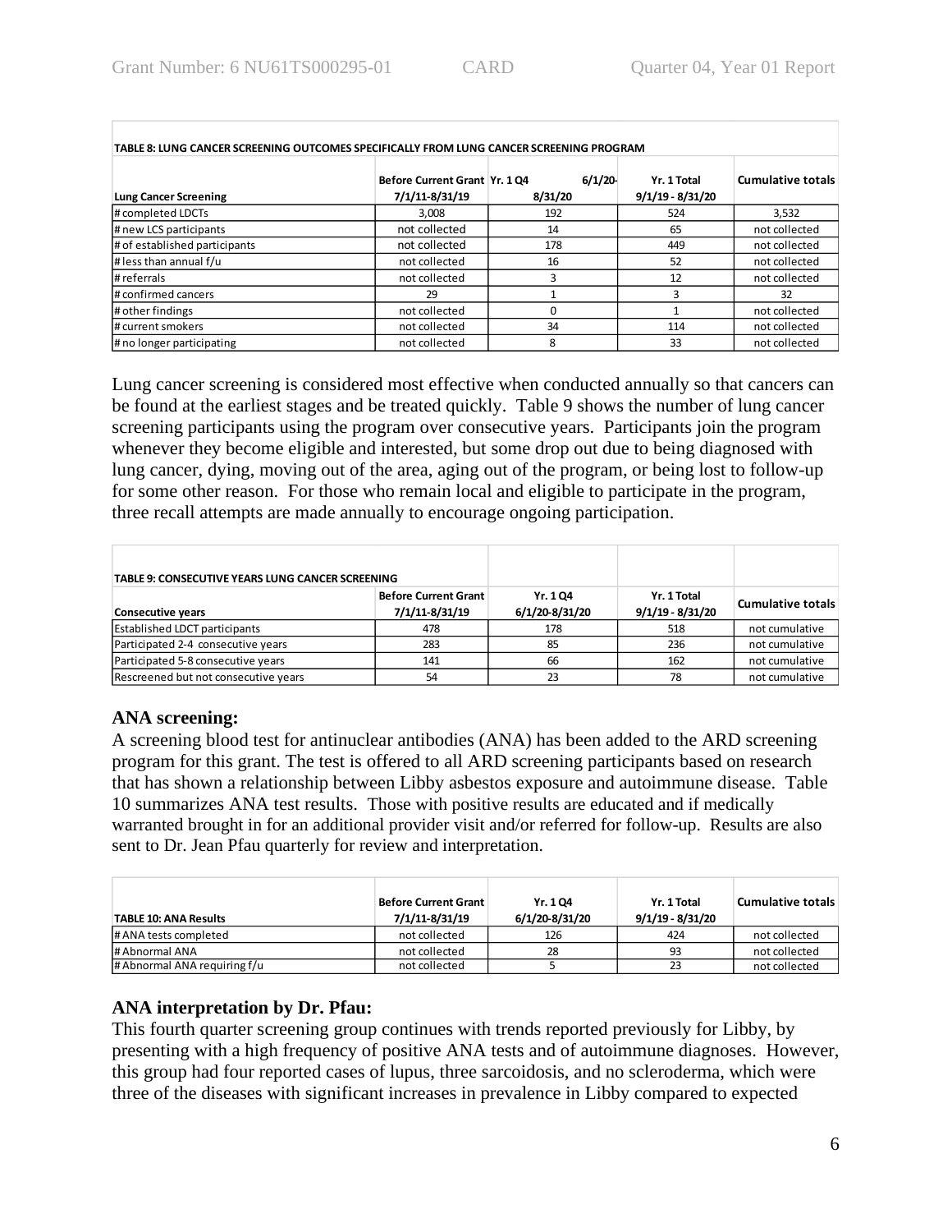| TABLE 8: LUNG CANCER SCREENING OUTCOMES SPECIFICALLY FROM LUNG CANCER SCREENING PROGRAM | | | | |
|---|---|---|---|---|
| **Lung Cancer Screening** | **Before Current Grant 7/1/11-8/31/19** | **Yr. 1 Q4 6/1/20-8/31/20** | **Yr. 1 Total 9/1/19 - 8/31/20** | **Cumulative totals** |
| # completed LDCTs | 3,008 | 192 | 524 | 3,532 |
| # new LCS participants | not collected | 14 | 65 | not collected |
| # of established participants | not collected | 178 | 449 | not collected |
| # less than annual f/u | not collected | 16 | 52 | not collected |
| # referrals | not collected | 3 | 12 | not collected |
| # confirmed cancers | 29 | 1 | 3 | 32 |
| # other findings | not collected | 0 | 1 | not collected |
| # current smokers | not collected | 34 | 114 | not collected |
| # no longer participating | not collected | 8 | 33 | not collected |

Lung cancer screening is considered most effective when conducted annually so that cancers can be found at the earliest stages and be treated quickly. Table 9 shows the number of lung cancer screening participants using the program over consecutive years. Participants join the program whenever they become eligible and interested, but some drop out due to being diagnosed with lung cancer, dying, moving out of the area, aging out of the program, or being lost to follow-up for some other reason. For those who remain local and eligible to participate in the program, three recall attempts are made annually to encourage ongoing participation.

| TABLE 9: CONSECUTIVE YEARS LUNG CANCER SCREENING | | | | |
|---|---|---|---|---|
| **Consecutive years** | **Before Current Grant 7/1/11-8/31/19** | **Yr. 1 Q4 6/1/20-8/31/20** | **Yr. 1 Total 9/1/19 - 8/31/20** | **Cumulative totals** |
| Established LDCT participants | 478 | 178 | 518 | not cumulative |
| Participated 2-4 consecutive years | 283 | 85 | 236 | not cumulative |
| Participated 5-8 consecutive years | 141 | 66 | 162 | not cumulative |
| Rescreened but not consecutive years | 54 | 23 | 78 | not cumulative |

### ANA screening:

A screening blood test for antinuclear antibodies (ANA) has been added to the ARD screening program for this grant. The test is offered to all ARD screening participants based on research that has shown a relationship between Libby asbestos exposure and autoimmune disease. Table 10 summarizes ANA test results. Those with positive results are educated and if medically warranted brought in for an additional provider visit and/or referred for follow-up. Results are also sent to Dr. Jean Pfau quarterly for review and interpretation.

| **TABLE 10: ANA Results** | **Before Current Grant 7/1/11-8/31/19** | **Yr. 1 Q4 6/1/20-8/31/20** | **Yr. 1 Total 9/1/19 - 8/31/20** | **Cumulative totals** |
|---|---|---|---|---|
| # ANA tests completed | not collected | 126 | 424 | not collected |
| # Abnormal ANA | not collected | 28 | 93 | not collected |
| # Abnormal ANA requiring f/u | not collected | 5 | 23 | not collected |

### ANA interpretation by Dr. Pfau:

This fourth quarter screening group continues with trends reported previously for Libby, by presenting with a high frequency of positive ANA tests and of autoimmune diagnoses. However, this group had four reported cases of lupus, three sarcoidosis, and no scleroderma, which were three of the diseases with significant increases in prevalence in Libby compared to expected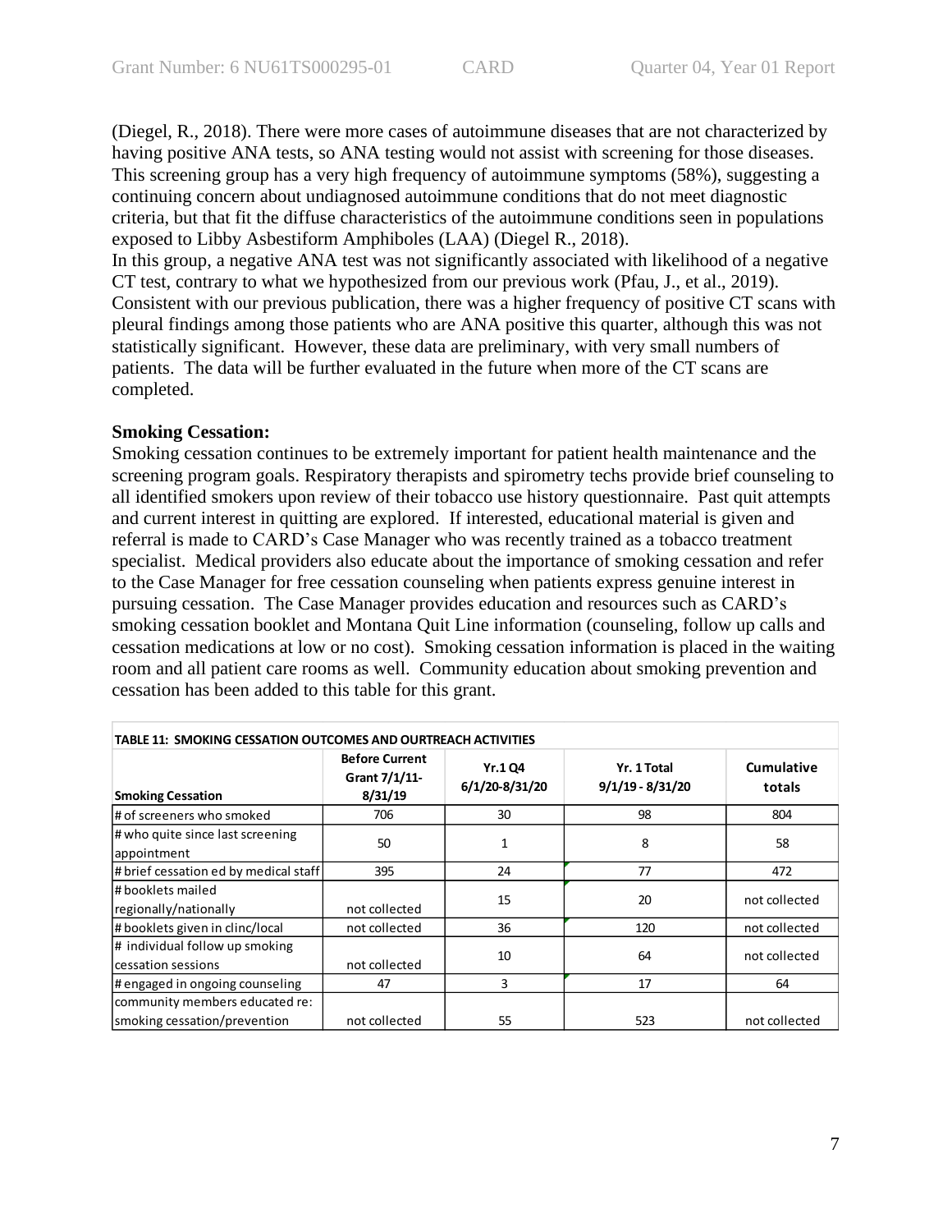(Diegel, R., 2018). There were more cases of autoimmune diseases that are not characterized by having positive ANA tests, so ANA testing would not assist with screening for those diseases. This screening group has a very high frequency of autoimmune symptoms (58%), suggesting a continuing concern about undiagnosed autoimmune conditions that do not meet diagnostic criteria, but that fit the diffuse characteristics of the autoimmune conditions seen in populations exposed to Libby Asbestiform Amphiboles (LAA) (Diegel R., 2018).
In this group, a negative ANA test was not significantly associated with likelihood of a negative CT test, contrary to what we hypothesized from our previous work (Pfau, J., et al., 2019). Consistent with our previous publication, there was a higher frequency of positive CT scans with pleural findings among those patients who are ANA positive this quarter, although this was not statistically significant. However, these data are preliminary, with very small numbers of patients. The data will be further evaluated in the future when more of the CT scans are completed.

**Smoking Cessation:**
Smoking cessation continues to be extremely important for patient health maintenance and the screening program goals. Respiratory therapists and spirometry techs provide brief counseling to all identified smokers upon review of their tobacco use history questionnaire. Past quit attempts and current interest in quitting are explored. If interested, educational material is given and referral is made to CARD's Case Manager who was recently trained as a tobacco treatment specialist. Medical providers also educate about the importance of smoking cessation and refer to the Case Manager for free cessation counseling when patients express genuine interest in pursuing cessation. The Case Manager provides education and resources such as CARD's smoking cessation booklet and Montana Quit Line information (counseling, follow up calls and cessation medications at low or no cost). Smoking cessation information is placed in the waiting room and all patient care rooms as well. Community education about smoking prevention and cessation has been added to this table for this grant.

**TABLE 11: SMOKING CESSATION OUTCOMES AND OURTREACH ACTIVITIES**

| Smoking Cessation | Before Current Grant 7/1/11-8/31/19 | Yr.1 Q4 6/1/20-8/31/20 | Yr. 1 Total 9/1/19 - 8/31/20 | Cumulative totals |
|---|---|---|---|---|
| # of screeners who smoked | 706 | 30 | 98 | 804 |
| # who quite since last screening appointment | 50 | 1 | 8 | 58 |
| # brief cessation ed by medical staff | 395 | 24 | 77 | 472 |
| # booklets mailed regionally/nationally | not collected | 15 | 20 | not collected |
| # booklets given in clinc/local | not collected | 36 | 120 | not collected |
| # individual follow up smoking cessation sessions | not collected | 10 | 64 | not collected |
| # engaged in ongoing counseling | 47 | 3 | 17 | 64 |
| community members educated re: smoking cessation/prevention | not collected | 55 | 523 | not collected |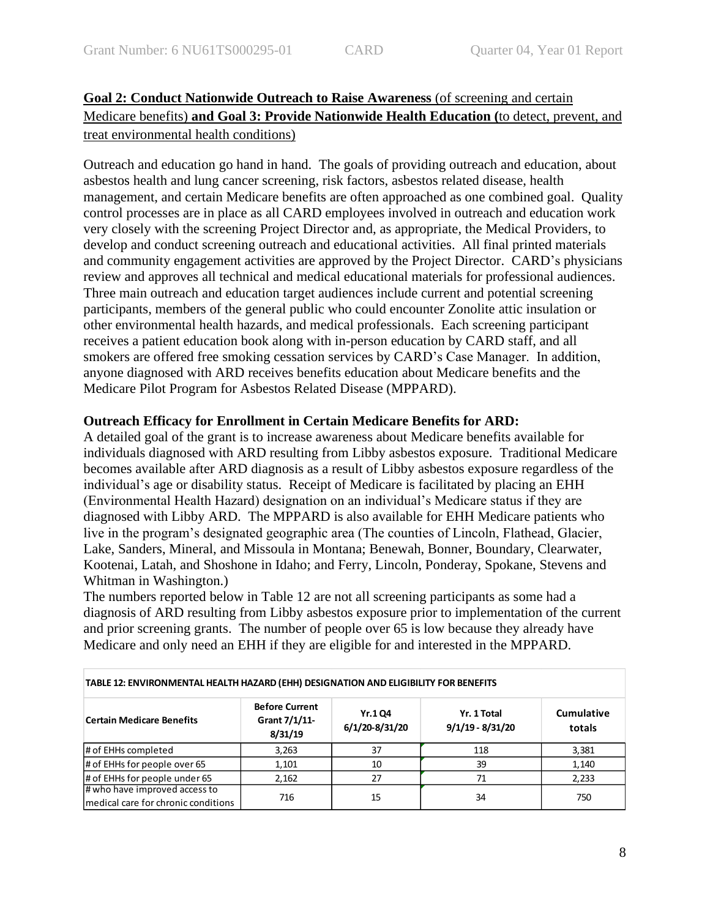**Goal 2: Conduct Nationwide Outreach to Raise Awareness** (of screening and certain Medicare benefits) **and Goal 3: Provide Nationwide Health Education (**to detect, prevent, and treat environmental health conditions)

Outreach and education go hand in hand. The goals of providing outreach and education, about asbestos health and lung cancer screening, risk factors, asbestos related disease, health management, and certain Medicare benefits are often approached as one combined goal. Quality control processes are in place as all CARD employees involved in outreach and education work very closely with the screening Project Director and, as appropriate, the Medical Providers, to develop and conduct screening outreach and educational activities. All final printed materials and community engagement activities are approved by the Project Director. CARD's physicians review and approves all technical and medical educational materials for professional audiences. Three main outreach and education target audiences include current and potential screening participants, members of the general public who could encounter Zonolite attic insulation or other environmental health hazards, and medical professionals. Each screening participant receives a patient education book along with in-person education by CARD staff, and all smokers are offered free smoking cessation services by CARD's Case Manager. In addition, anyone diagnosed with ARD receives benefits education about Medicare benefits and the Medicare Pilot Program for Asbestos Related Disease (MPPARD).

**Outreach Efficacy for Enrollment in Certain Medicare Benefits for ARD:**

A detailed goal of the grant is to increase awareness about Medicare benefits available for individuals diagnosed with ARD resulting from Libby asbestos exposure. Traditional Medicare becomes available after ARD diagnosis as a result of Libby asbestos exposure regardless of the individual's age or disability status. Receipt of Medicare is facilitated by placing an EHH (Environmental Health Hazard) designation on an individual's Medicare status if they are diagnosed with Libby ARD. The MPPARD is also available for EHH Medicare patients who live in the program's designated geographic area (The counties of Lincoln, Flathead, Glacier, Lake, Sanders, Mineral, and Missoula in Montana; Benewah, Bonner, Boundary, Clearwater, Kootenai, Latah, and Shoshone in Idaho; and Ferry, Lincoln, Ponderay, Spokane, Stevens and Whitman in Washington.)

The numbers reported below in Table 12 are not all screening participants as some had a diagnosis of ARD resulting from Libby asbestos exposure prior to implementation of the current and prior screening grants. The number of people over 65 is low because they already have Medicare and only need an EHH if they are eligible for and interested in the MPPARD.

**TABLE 12: ENVIRONMENTAL HEALTH HAZARD (EHH) DESIGNATION AND ELIGIBILITY FOR BENEFITS**

| Certain Medicare Benefits | Before Current Grant 7/1/11-8/31/19 | Yr.1 Q4 6/1/20-8/31/20 | Yr. 1 Total 9/1/19 - 8/31/20 | Cumulative totals |
|---|---|---|---|---|
| # of EHHs completed | 3,263 | 37 | 118 | 3,381 |
| # of EHHs for people over 65 | 1,101 | 10 | 39 | 1,140 |
| # of EHHs for people under 65 | 2,162 | 27 | 71 | 2,233 |
| # who have improved access to medical care for chronic conditions | 716 | 15 | 34 | 750 |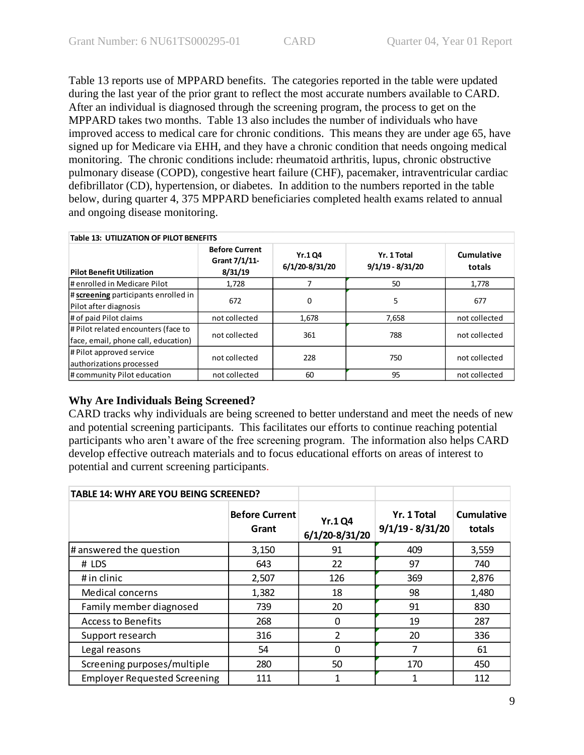Table 13 reports use of MPPARD benefits. The categories reported in the table were updated during the last year of the prior grant to reflect the most accurate numbers available to CARD. After an individual is diagnosed through the screening program, the process to get on the MPPARD takes two months. Table 13 also includes the number of individuals who have improved access to medical care for chronic conditions. This means they are under age 65, have signed up for Medicare via EHH, and they have a chronic condition that needs ongoing medical monitoring. The chronic conditions include: rheumatoid arthritis, lupus, chronic obstructive pulmonary disease (COPD), congestive heart failure (CHF), pacemaker, intraventricular cardiac defibrillator (CD), hypertension, or diabetes. In addition to the numbers reported in the table below, during quarter 4, 375 MPPARD beneficiaries completed health exams related to annual and ongoing disease monitoring.

| Table 13: UTILIZATION OF PILOT BENEFITS | | | | |
|---|---|---|---|---|
| **Pilot Benefit Utilization** | **Before Current Grant 7/1/11-8/31/19** | **Yr.1 Q4 6/1/20-8/31/20** | **Yr. 1 Total 9/1/19 - 8/31/20** | **Cumulative totals** |
| # enrolled in Medicare Pilot | 1,728 | 7 | 50 | 1,778 |
| # **screening** participants enrolled in Pilot after diagnosis | 672 | 0 | 5 | 677 |
| # of paid Pilot claims | not collected | 1,678 | 7,658 | not collected |
| # Pilot related encounters (face to face, email, phone call, education) | not collected | 361 | 788 | not collected |
| # Pilot approved service authorizations processed | not collected | 228 | 750 | not collected |
| # community Pilot education | not collected | 60 | 95 | not collected |

### Why Are Individuals Being Screened?

CARD tracks why individuals are being screened to better understand and meet the needs of new and potential screening participants. This facilitates our efforts to continue reaching potential participants who aren't aware of the free screening program. The information also helps CARD develop effective outreach materials and to focus educational efforts on areas of interest to potential and current screening participants.

| TABLE 14: WHY ARE YOU BEING SCREENED? | | | | |
|---|---|---|---|---|
| | **Before Current Grant** | **Yr.1 Q4 6/1/20-8/31/20** | **Yr. 1 Total 9/1/19 - 8/31/20** | **Cumulative totals** |
| # answered the question | 3,150 | 91 | 409 | 3,559 |
| # LDS | 643 | 22 | 97 | 740 |
| # in clinic | 2,507 | 126 | 369 | 2,876 |
| Medical concerns | 1,382 | 18 | 98 | 1,480 |
| Family member diagnosed | 739 | 20 | 91 | 830 |
| Access to Benefits | 268 | 0 | 19 | 287 |
| Support research | 316 | 2 | 20 | 336 |
| Legal reasons | 54 | 0 | 7 | 61 |
| Screening purposes/multiple | 280 | 50 | 170 | 450 |
| Employer Requested Screening | 111 | 1 | 1 | 112 |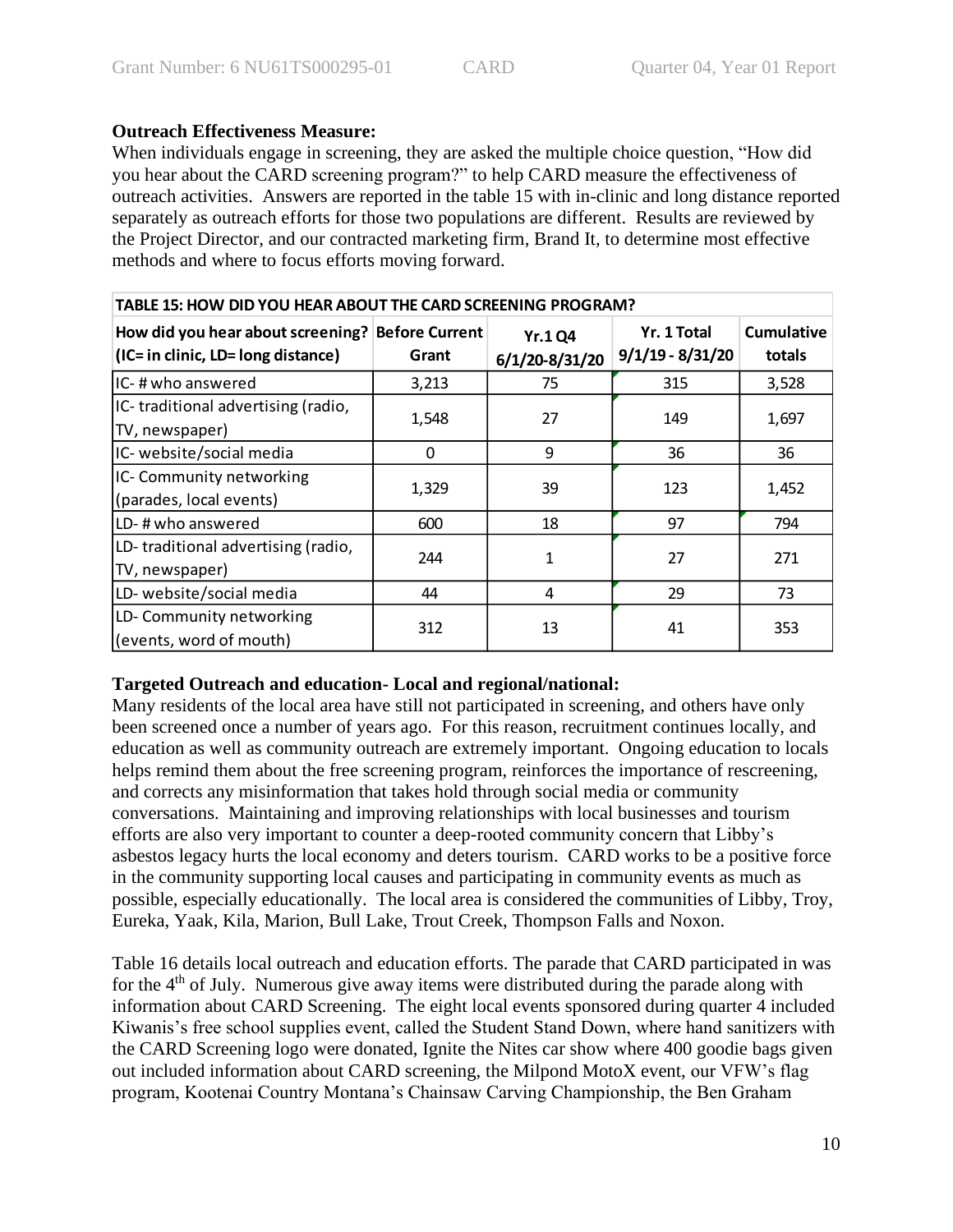**Outreach Effectiveness Measure:**
When individuals engage in screening, they are asked the multiple choice question, "How did you hear about the CARD screening program?" to help CARD measure the effectiveness of outreach activities. Answers are reported in the table 15 with in-clinic and long distance reported separately as outreach efforts for those two populations are different. Results are reviewed by the Project Director, and our contracted marketing firm, Brand It, to determine most effective methods and where to focus efforts moving forward.

**TABLE 15: HOW DID YOU HEAR ABOUT THE CARD SCREENING PROGRAM?**

| How did you hear about screening? (IC= in clinic, LD= long distance) | Before Current Grant | Yr.1 Q4 6/1/20-8/31/20 | Yr. 1 Total 9/1/19 - 8/31/20 | Cumulative totals |
|---|---|---|---|---|
| IC- # who answered | 3,213 | 75 | 315 | 3,528 |
| IC- traditional advertising (radio, TV, newspaper) | 1,548 | 27 | 149 | 1,697 |
| IC- website/social media | 0 | 9 | 36 | 36 |
| IC- Community networking (parades, local events) | 1,329 | 39 | 123 | 1,452 |
| LD- # who answered | 600 | 18 | 97 | 794 |
| LD- traditional advertising (radio, TV, newspaper) | 244 | 1 | 27 | 271 |
| LD- website/social media | 44 | 4 | 29 | 73 |
| LD- Community networking (events, word of mouth) | 312 | 13 | 41 | 353 |

**Targeted Outreach and education- Local and regional/national:**
Many residents of the local area have still not participated in screening, and others have only been screened once a number of years ago. For this reason, recruitment continues locally, and education as well as community outreach are extremely important. Ongoing education to locals helps remind them about the free screening program, reinforces the importance of rescreening, and corrects any misinformation that takes hold through social media or community conversations. Maintaining and improving relationships with local businesses and tourism efforts are also very important to counter a deep-rooted community concern that Libby's asbestos legacy hurts the local economy and deters tourism. CARD works to be a positive force in the community supporting local causes and participating in community events as much as possible, especially educationally. The local area is considered the communities of Libby, Troy, Eureka, Yaak, Kila, Marion, Bull Lake, Trout Creek, Thompson Falls and Noxon.

Table 16 details local outreach and education efforts. The parade that CARD participated in was for the 4th of July. Numerous give away items were distributed during the parade along with information about CARD Screening. The eight local events sponsored during quarter 4 included Kiwanis's free school supplies event, called the Student Stand Down, where hand sanitizers with the CARD Screening logo were donated, Ignite the Nites car show where 400 goodie bags given out included information about CARD screening, the Milpond MotoX event, our VFW's flag program, Kootenai Country Montana's Chainsaw Carving Championship, the Ben Graham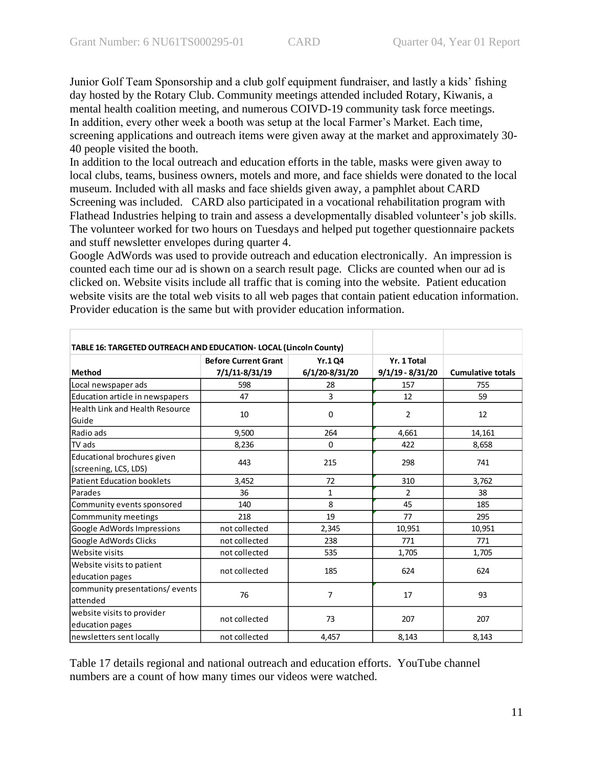Junior Golf Team Sponsorship and a club golf equipment fundraiser, and lastly a kids' fishing day hosted by the Rotary Club. Community meetings attended included Rotary, Kiwanis, a mental health coalition meeting, and numerous COIVD-19 community task force meetings. In addition, every other week a booth was setup at the local Farmer's Market. Each time, screening applications and outreach items were given away at the market and approximately 30-40 people visited the booth.

In addition to the local outreach and education efforts in the table, masks were given away to local clubs, teams, business owners, motels and more, and face shields were donated to the local museum. Included with all masks and face shields given away, a pamphlet about CARD Screening was included. CARD also participated in a vocational rehabilitation program with Flathead Industries helping to train and assess a developmentally disabled volunteer's job skills. The volunteer worked for two hours on Tuesdays and helped put together questionnaire packets and stuff newsletter envelopes during quarter 4.

Google AdWords was used to provide outreach and education electronically. An impression is counted each time our ad is shown on a search result page. Clicks are counted when our ad is clicked on. Website visits include all traffic that is coming into the website. Patient education website visits are the total web visits to all web pages that contain patient education information. Provider education is the same but with provider education information.

**TABLE 16: TARGETED OUTREACH AND EDUCATION- LOCAL (Lincoln County)**

| Method | Before Current Grant 7/1/11-8/31/19 | Yr.1 Q4 6/1/20-8/31/20 | Yr. 1 Total 9/1/19 - 8/31/20 | Cumulative totals |
|---|---|---|---|---|
| Local newspaper ads | 598 | 28 | 157 | 755 |
| Education article in newspapers | 47 | 3 | 12 | 59 |
| Health Link and Health Resource Guide | 10 | 0 | 2 | 12 |
| Radio ads | 9,500 | 264 | 4,661 | 14,161 |
| TV ads | 8,236 | 0 | 422 | 8,658 |
| Educational brochures given (screening, LCS, LDS) | 443 | 215 | 298 | 741 |
| Patient Education booklets | 3,452 | 72 | 310 | 3,762 |
| Parades | 36 | 1 | 2 | 38 |
| Community events sponsored | 140 | 8 | 45 | 185 |
| Commmunity meetings | 218 | 19 | 77 | 295 |
| Google AdWords Impressions | not collected | 2,345 | 10,951 | 10,951 |
| Google AdWords Clicks | not collected | 238 | 771 | 771 |
| Website visits | not collected | 535 | 1,705 | 1,705 |
| Website visits to patient education pages | not collected | 185 | 624 | 624 |
| community presentations/ events attended | 76 | 7 | 17 | 93 |
| website visits to provider education pages | not collected | 73 | 207 | 207 |
| newsletters sent locally | not collected | 4,457 | 8,143 | 8,143 |

Table 17 details regional and national outreach and education efforts. YouTube channel numbers are a count of how many times our videos were watched.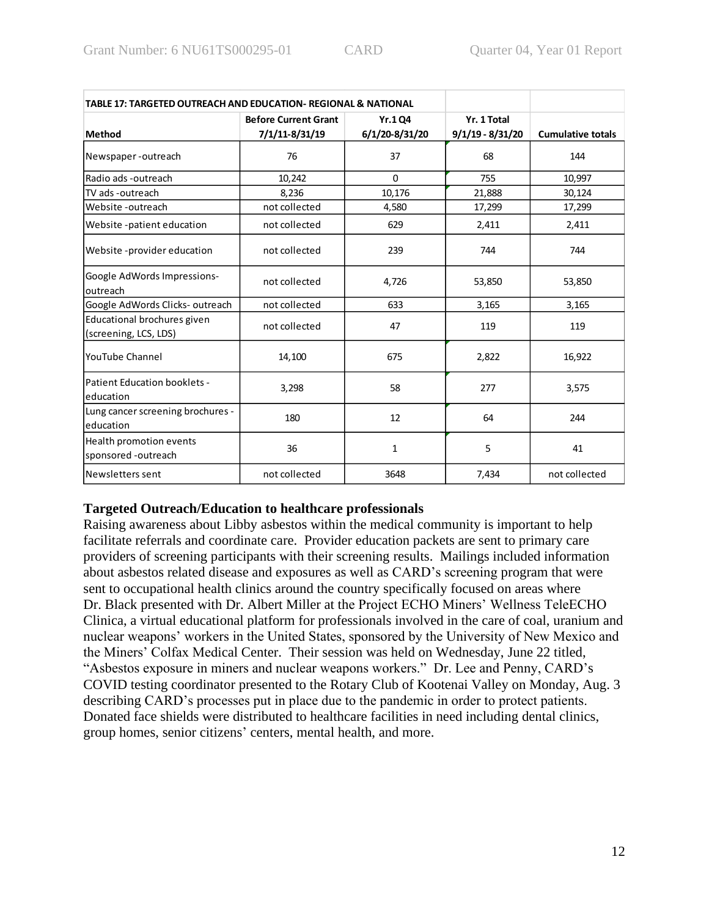| TABLE 17: TARGETED OUTREACH AND EDUCATION- REGIONAL & NATIONAL | | | | |
|---|---|---|---|---|
| Method | Before Current Grant 7/1/11-8/31/19 | Yr.1 Q4 6/1/20-8/31/20 | Yr. 1 Total 9/1/19 - 8/31/20 | Cumulative totals |
| Newspaper -outreach | 76 | 37 | 68 | 144 |
| Radio ads -outreach | 10,242 | 0 | 755 | 10,997 |
| TV ads -outreach | 8,236 | 10,176 | 21,888 | 30,124 |
| Website -outreach | not collected | 4,580 | 17,299 | 17,299 |
| Website -patient education | not collected | 629 | 2,411 | 2,411 |
| Website -provider education | not collected | 239 | 744 | 744 |
| Google AdWords Impressions- outreach | not collected | 4,726 | 53,850 | 53,850 |
| Google AdWords Clicks- outreach | not collected | 633 | 3,165 | 3,165 |
| Educational brochures given (screening, LCS, LDS) | not collected | 47 | 119 | 119 |
| YouTube Channel | 14,100 | 675 | 2,822 | 16,922 |
| Patient Education booklets - education | 3,298 | 58 | 277 | 3,575 |
| Lung cancer screening brochures - education | 180 | 12 | 64 | 244 |
| Health promotion events sponsored -outreach | 36 | 1 | 5 | 41 |
| Newsletters sent | not collected | 3648 | 7,434 | not collected |

**Targeted Outreach/Education to healthcare professionals**

Raising awareness about Libby asbestos within the medical community is important to help facilitate referrals and coordinate care. Provider education packets are sent to primary care providers of screening participants with their screening results. Mailings included information about asbestos related disease and exposures as well as CARD's screening program that were sent to occupational health clinics around the country specifically focused on areas where Dr. Black presented with Dr. Albert Miller at the Project ECHO Miners' Wellness TeleECHO Clinica, a virtual educational platform for professionals involved in the care of coal, uranium and nuclear weapons' workers in the United States, sponsored by the University of New Mexico and the Miners' Colfax Medical Center. Their session was held on Wednesday, June 22 titled, "Asbestos exposure in miners and nuclear weapons workers." Dr. Lee and Penny, CARD's COVID testing coordinator presented to the Rotary Club of Kootenai Valley on Monday, Aug. 3 describing CARD's processes put in place due to the pandemic in order to protect patients. Donated face shields were distributed to healthcare facilities in need including dental clinics, group homes, senior citizens' centers, mental health, and more.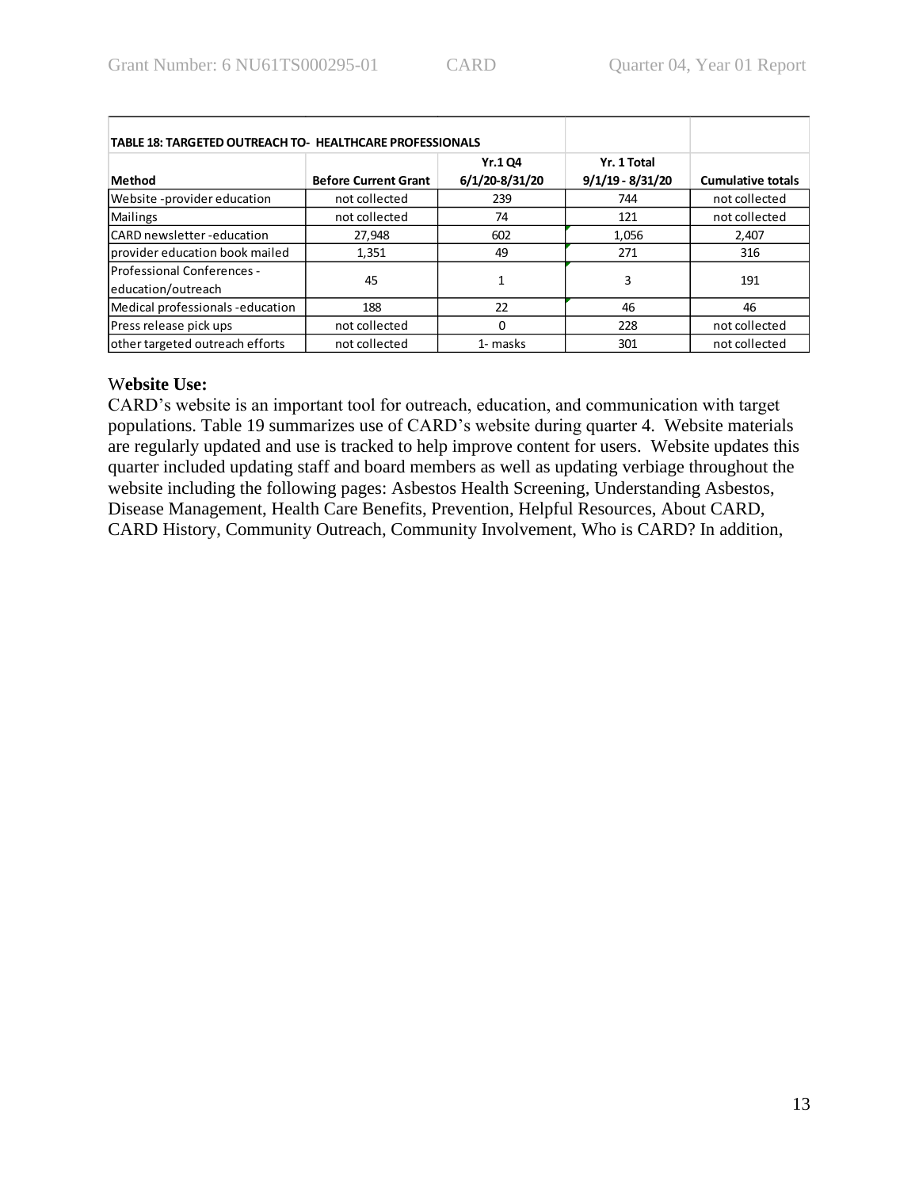**TABLE 18: TARGETED OUTREACH TO- HEALTHCARE PROFESSIONALS**

| Method | Before Current Grant | Yr.1 Q4 6/1/20-8/31/20 | Yr. 1 Total 9/1/19 - 8/31/20 | Cumulative totals |
|---|---|---|---|---|
| Website -provider education | not collected | 239 | 744 | not collected |
| Mailings | not collected | 74 | 121 | not collected |
| CARD newsletter -education | 27,948 | 602 | 1,056 | 2,407 |
| provider education book mailed | 1,351 | 49 | 271 | 316 |
| Professional Conferences - education/outreach | 45 | 1 | 3 | 191 |
| Medical professionals -education | 188 | 22 | 46 | 46 |
| Press release pick ups | not collected | 0 | 228 | not collected |
| other targeted outreach efforts | not collected | 1- masks | 301 | not collected |

**Website Use:**

CARD's website is an important tool for outreach, education, and communication with target populations. Table 19 summarizes use of CARD's website during quarter 4. Website materials are regularly updated and use is tracked to help improve content for users. Website updates this quarter included updating staff and board members as well as updating verbiage throughout the website including the following pages: Asbestos Health Screening, Understanding Asbestos, Disease Management, Health Care Benefits, Prevention, Helpful Resources, About CARD, CARD History, Community Outreach, Community Involvement, Who is CARD? In addition,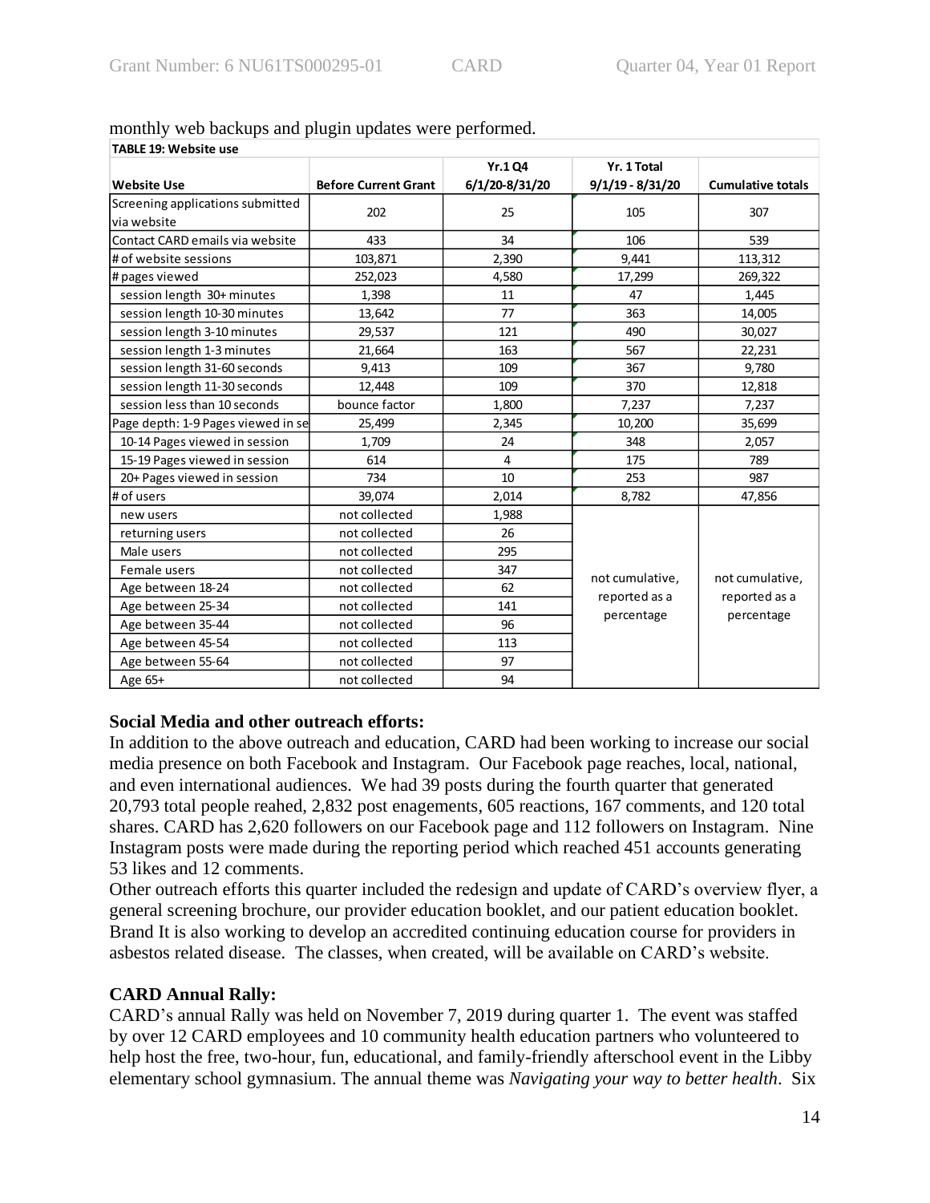monthly web backups and plugin updates were performed.

**TABLE 19: Website use**

| Website Use | Before Current Grant | Yr.1 Q4 6/1/20-8/31/20 | Yr. 1 Total 9/1/19 - 8/31/20 | Cumulative totals |
|---|---|---|---|---|
| Screening applications submitted via website | 202 | 25 | 105 | 307 |
| Contact CARD emails via website | 433 | 34 | 106 | 539 |
| # of website sessions | 103,871 | 2,390 | 9,441 | 113,312 |
| # pages viewed | 252,023 | 4,580 | 17,299 | 269,322 |
| session length 30+ minutes | 1,398 | 11 | 47 | 1,445 |
| session length 10-30 minutes | 13,642 | 77 | 363 | 14,005 |
| session length 3-10 minutes | 29,537 | 121 | 490 | 30,027 |
| session length 1-3 minutes | 21,664 | 163 | 567 | 22,231 |
| session length 31-60 seconds | 9,413 | 109 | 367 | 9,780 |
| session length 11-30 seconds | 12,448 | 109 | 370 | 12,818 |
| session less than 10 seconds | bounce factor | 1,800 | 7,237 | 7,237 |
| Page depth: 1-9 Pages viewed in se | 25,499 | 2,345 | 10,200 | 35,699 |
| 10-14 Pages viewed in session | 1,709 | 24 | 348 | 2,057 |
| 15-19 Pages viewed in session | 614 | 4 | 175 | 789 |
| 20+ Pages viewed in session | 734 | 10 | 253 | 987 |
| # of users | 39,074 | 2,014 | 8,782 | 47,856 |
| new users | not collected | 1,988 | not cumulative, reported as a percentage | not cumulative, reported as a percentage |
| returning users | not collected | 26 | | |
| Male users | not collected | 295 | | |
| Female users | not collected | 347 | | |
| Age between 18-24 | not collected | 62 | | |
| Age between 25-34 | not collected | 141 | | |
| Age between 35-44 | not collected | 96 | | |
| Age between 45-54 | not collected | 113 | | |
| Age between 55-64 | not collected | 97 | | |
| Age 65+ | not collected | 94 | | |

### Social Media and other outreach efforts:

In addition to the above outreach and education, CARD had been working to increase our social media presence on both Facebook and Instagram. Our Facebook page reaches, local, national, and even international audiences. We had 39 posts during the fourth quarter that generated 20,793 total people reahed, 2,832 post enagements, 605 reactions, 167 comments, and 120 total shares. CARD has 2,620 followers on our Facebook page and 112 followers on Instagram. Nine Instagram posts were made during the reporting period which reached 451 accounts generating 53 likes and 12 comments.

Other outreach efforts this quarter included the redesign and update of CARD's overview flyer, a general screening brochure, our provider education booklet, and our patient education booklet. Brand It is also working to develop an accredited continuing education course for providers in asbestos related disease. The classes, when created, will be available on CARD's website.

### CARD Annual Rally:

CARD's annual Rally was held on November 7, 2019 during quarter 1. The event was staffed by over 12 CARD employees and 10 community health education partners who volunteered to help host the free, two-hour, fun, educational, and family-friendly afterschool event in the Libby elementary school gymnasium. The annual theme was *Navigating your way to better health*. Six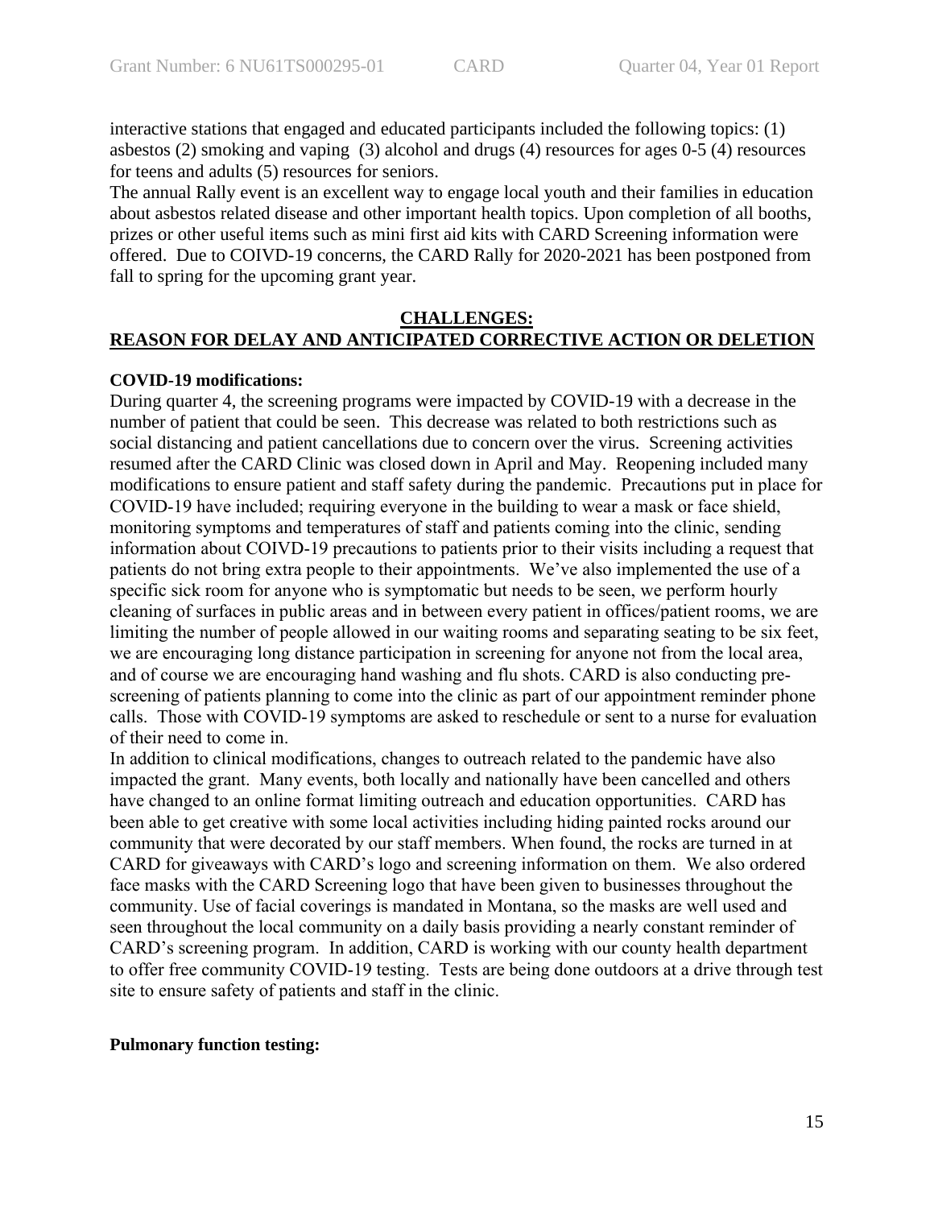interactive stations that engaged and educated participants included the following topics: (1) asbestos (2) smoking and vaping (3) alcohol and drugs (4) resources for ages 0-5 (4) resources for teens and adults (5) resources for seniors.

The annual Rally event is an excellent way to engage local youth and their families in education about asbestos related disease and other important health topics. Upon completion of all booths, prizes or other useful items such as mini first aid kits with CARD Screening information were offered. Due to COIVD-19 concerns, the CARD Rally for 2020-2021 has been postponed from fall to spring for the upcoming grant year.

## CHALLENGES:
## REASON FOR DELAY AND ANTICIPATED CORRECTIVE ACTION OR DELETION

**COVID-19 modifications:**

During quarter 4, the screening programs were impacted by COVID-19 with a decrease in the number of patient that could be seen. This decrease was related to both restrictions such as social distancing and patient cancellations due to concern over the virus. Screening activities resumed after the CARD Clinic was closed down in April and May. Reopening included many modifications to ensure patient and staff safety during the pandemic. Precautions put in place for COVID-19 have included; requiring everyone in the building to wear a mask or face shield, monitoring symptoms and temperatures of staff and patients coming into the clinic, sending information about COIVD-19 precautions to patients prior to their visits including a request that patients do not bring extra people to their appointments. We've also implemented the use of a specific sick room for anyone who is symptomatic but needs to be seen, we perform hourly cleaning of surfaces in public areas and in between every patient in offices/patient rooms, we are limiting the number of people allowed in our waiting rooms and separating seating to be six feet, we are encouraging long distance participation in screening for anyone not from the local area, and of course we are encouraging hand washing and flu shots. CARD is also conducting pre-screening of patients planning to come into the clinic as part of our appointment reminder phone calls. Those with COVID-19 symptoms are asked to reschedule or sent to a nurse for evaluation of their need to come in.

In addition to clinical modifications, changes to outreach related to the pandemic have also impacted the grant. Many events, both locally and nationally have been cancelled and others have changed to an online format limiting outreach and education opportunities. CARD has been able to get creative with some local activities including hiding painted rocks around our community that were decorated by our staff members. When found, the rocks are turned in at CARD for giveaways with CARD's logo and screening information on them. We also ordered face masks with the CARD Screening logo that have been given to businesses throughout the community. Use of facial coverings is mandated in Montana, so the masks are well used and seen throughout the local community on a daily basis providing a nearly constant reminder of CARD's screening program. In addition, CARD is working with our county health department to offer free community COVID-19 testing. Tests are being done outdoors at a drive through test site to ensure safety of patients and staff in the clinic.

**Pulmonary function testing:**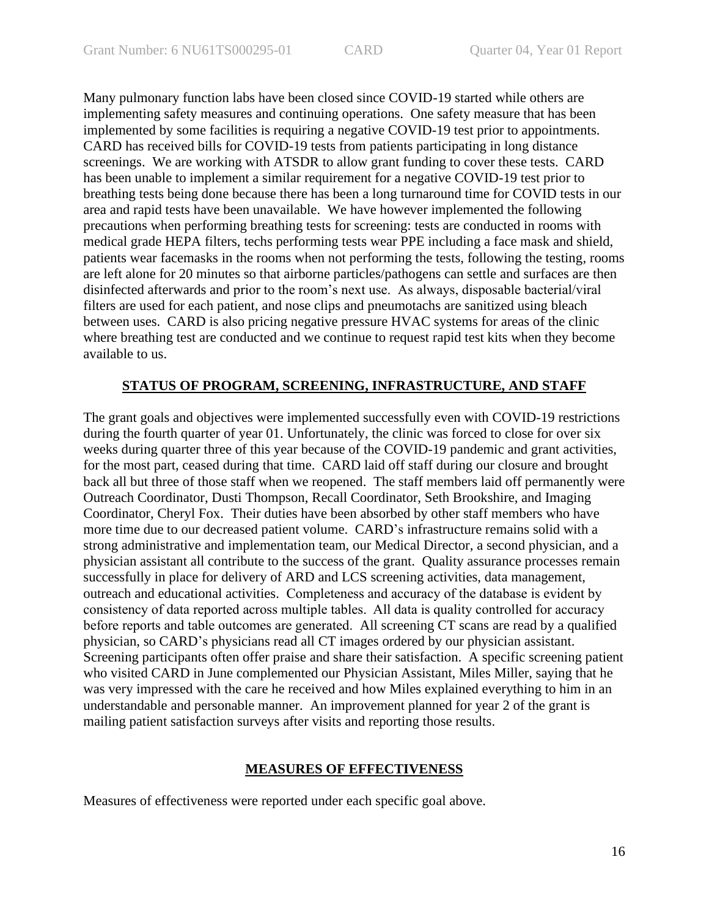Many pulmonary function labs have been closed since COVID-19 started while others are implementing safety measures and continuing operations. One safety measure that has been implemented by some facilities is requiring a negative COVID-19 test prior to appointments. CARD has received bills for COVID-19 tests from patients participating in long distance screenings. We are working with ATSDR to allow grant funding to cover these tests. CARD has been unable to implement a similar requirement for a negative COVID-19 test prior to breathing tests being done because there has been a long turnaround time for COVID tests in our area and rapid tests have been unavailable. We have however implemented the following precautions when performing breathing tests for screening: tests are conducted in rooms with medical grade HEPA filters, techs performing tests wear PPE including a face mask and shield, patients wear facemasks in the rooms when not performing the tests, following the testing, rooms are left alone for 20 minutes so that airborne particles/pathogens can settle and surfaces are then disinfected afterwards and prior to the room's next use. As always, disposable bacterial/viral filters are used for each patient, and nose clips and pneumotachs are sanitized using bleach between uses. CARD is also pricing negative pressure HVAC systems for areas of the clinic where breathing test are conducted and we continue to request rapid test kits when they become available to us.

## STATUS OF PROGRAM, SCREENING, INFRASTRUCTURE, AND STAFF

The grant goals and objectives were implemented successfully even with COVID-19 restrictions during the fourth quarter of year 01. Unfortunately, the clinic was forced to close for over six weeks during quarter three of this year because of the COVID-19 pandemic and grant activities, for the most part, ceased during that time. CARD laid off staff during our closure and brought back all but three of those staff when we reopened. The staff members laid off permanently were Outreach Coordinator, Dusti Thompson, Recall Coordinator, Seth Brookshire, and Imaging Coordinator, Cheryl Fox. Their duties have been absorbed by other staff members who have more time due to our decreased patient volume. CARD's infrastructure remains solid with a strong administrative and implementation team, our Medical Director, a second physician, and a physician assistant all contribute to the success of the grant. Quality assurance processes remain successfully in place for delivery of ARD and LCS screening activities, data management, outreach and educational activities. Completeness and accuracy of the database is evident by consistency of data reported across multiple tables. All data is quality controlled for accuracy before reports and table outcomes are generated. All screening CT scans are read by a qualified physician, so CARD's physicians read all CT images ordered by our physician assistant. Screening participants often offer praise and share their satisfaction. A specific screening patient who visited CARD in June complemented our Physician Assistant, Miles Miller, saying that he was very impressed with the care he received and how Miles explained everything to him in an understandable and personable manner. An improvement planned for year 2 of the grant is mailing patient satisfaction surveys after visits and reporting those results.

## MEASURES OF EFFECTIVENESS

Measures of effectiveness were reported under each specific goal above.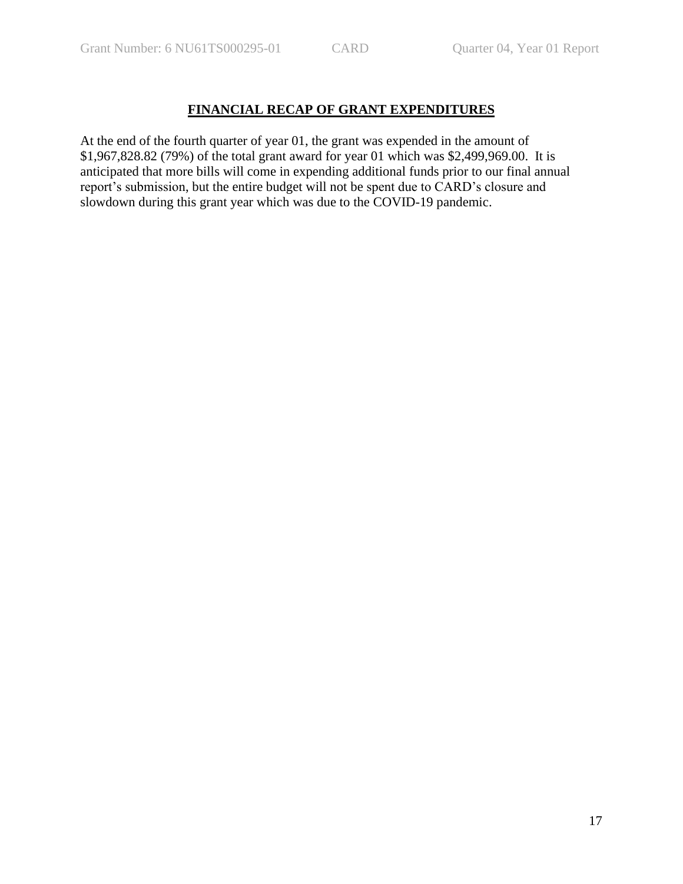## FINANCIAL RECAP OF GRANT EXPENDITURES

At the end of the fourth quarter of year 01, the grant was expended in the amount of $1,967,828.82 (79%) of the total grant award for year 01 which was $2,499,969.00. It is anticipated that more bills will come in expending additional funds prior to our final annual report's submission, but the entire budget will not be spent due to CARD's closure and slowdown during this grant year which was due to the COVID-19 pandemic.